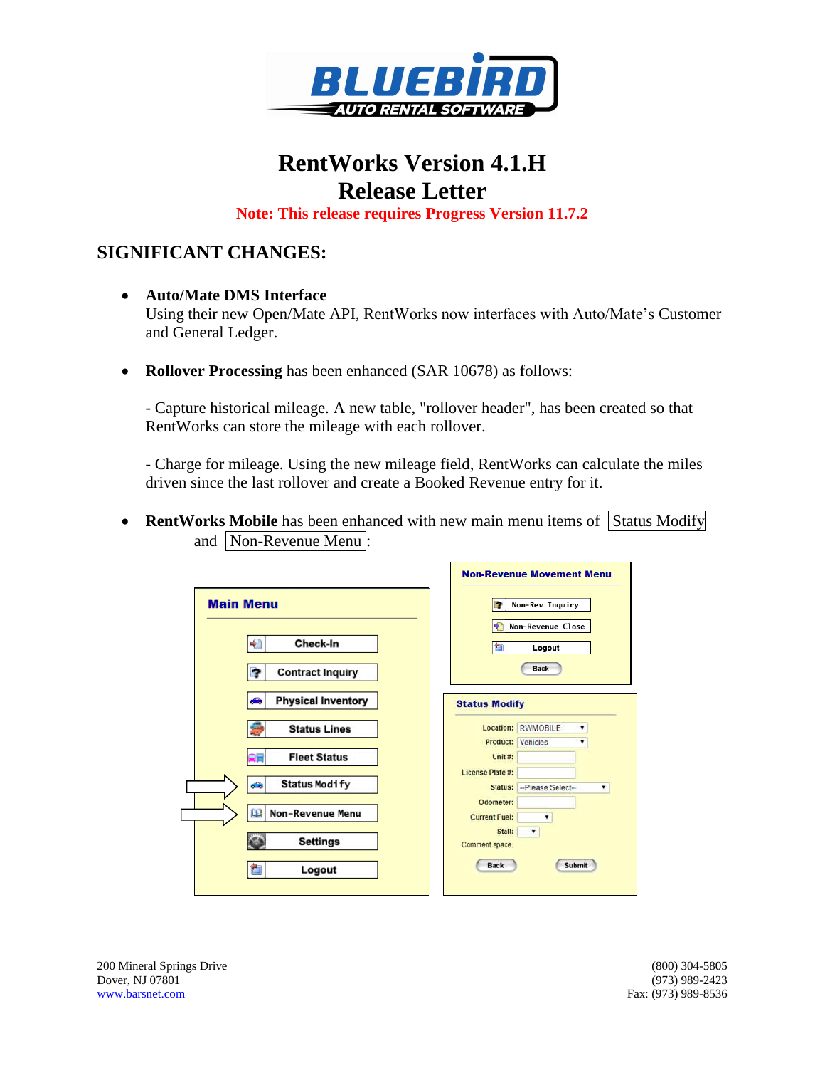# RentWorks Version 4.1.H
# Release Letter

**Note: This release requires Progress Version 11.7.2**

## SIGNIFICANT CHANGES:

- **Auto/Mate DMS Interface**
  Using their new Open/Mate API, RentWorks now interfaces with Auto/Mate's Customer and General Ledger.

- **Rollover Processing** has been enhanced (SAR 10678) as follows:

  - Capture historical mileage. A new table, "rollover header", has been created so that RentWorks can store the mileage with each rollover.

  - Charge for mileage. Using the new mileage field, RentWorks can calculate the miles driven since the last rollover and create a Booked Revenue entry for it.

- **RentWorks Mobile** has been enhanced with new main menu items of Status Modify and Non-Revenue Menu:

200 Mineral Springs Drive
Dover, NJ 07801
www.barsnet.com

(800) 304-5805
(973) 989-2423
Fax: (973) 989-8536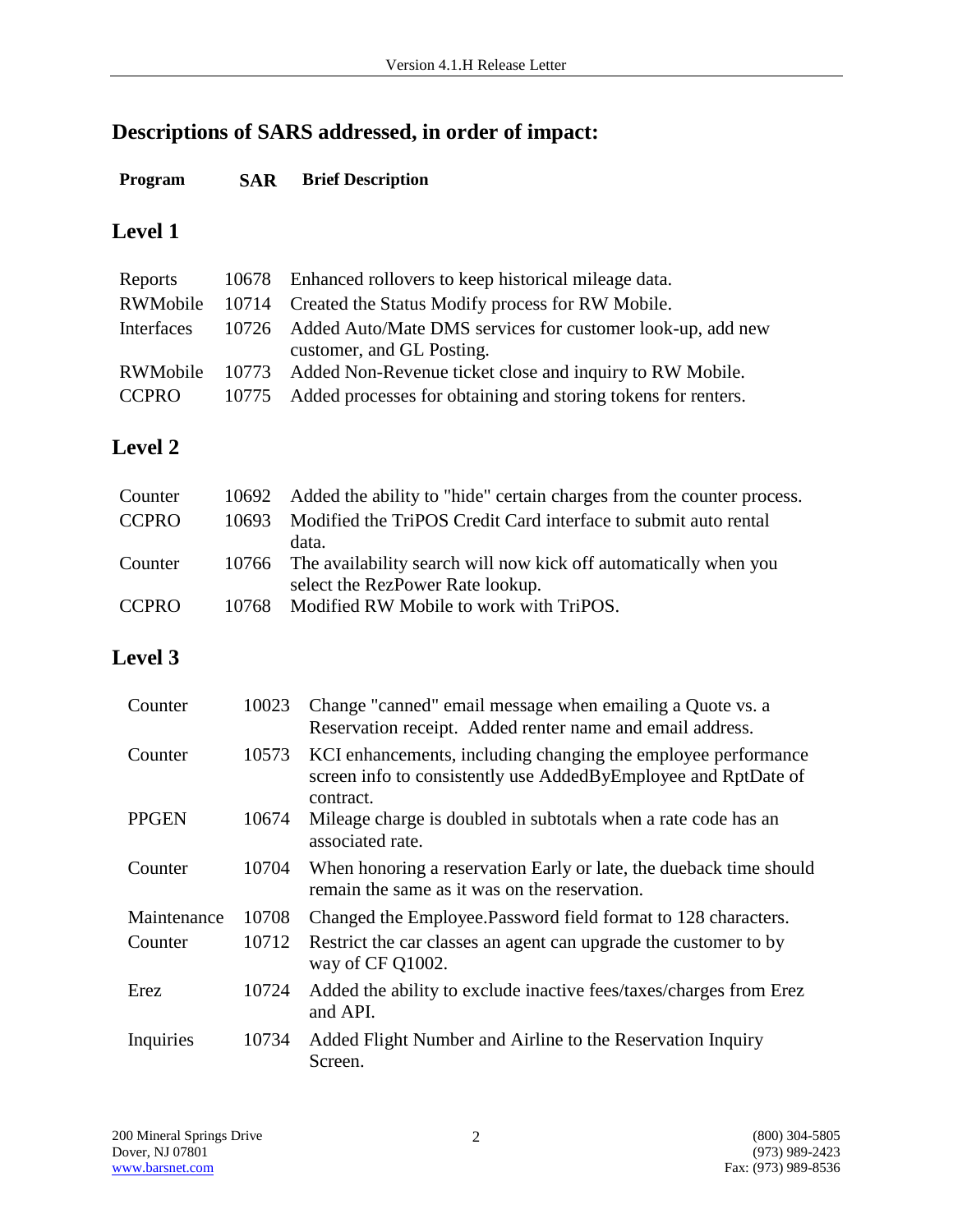## Descriptions of SARS addressed, in order of impact:

| Program | SAR | Brief Description |
|---|---|---|

### Level 1

| Program | SAR | Brief Description |
|---|---|---|
| Reports | 10678 | Enhanced rollovers to keep historical mileage data. |
| RWMobile | 10714 | Created the Status Modify process for RW Mobile. |
| Interfaces | 10726 | Added Auto/Mate DMS services for customer look-up, add new customer, and GL Posting. |
| RWMobile | 10773 | Added Non-Revenue ticket close and inquiry to RW Mobile. |
| CCPRO | 10775 | Added processes for obtaining and storing tokens for renters. |

### Level 2

| Program | SAR | Brief Description |
|---|---|---|
| Counter | 10692 | Added the ability to "hide" certain charges from the counter process. |
| CCPRO | 10693 | Modified the TriPOS Credit Card interface to submit auto rental data. |
| Counter | 10766 | The availability search will now kick off automatically when you select the RezPower Rate lookup. |
| CCPRO | 10768 | Modified RW Mobile to work with TriPOS. |

### Level 3

| Program | SAR | Brief Description |
|---|---|---|
| Counter | 10023 | Change "canned" email message when emailing a Quote vs. a Reservation receipt. Added renter name and email address. |
| Counter | 10573 | KCI enhancements, including changing the employee performance screen info to consistently use AddedByEmployee and RptDate of contract. |
| PPGEN | 10674 | Mileage charge is doubled in subtotals when a rate code has an associated rate. |
| Counter | 10704 | When honoring a reservation Early or late, the dueback time should remain the same as it was on the reservation. |
| Maintenance | 10708 | Changed the Employee.Password field format to 128 characters. |
| Counter | 10712 | Restrict the car classes an agent can upgrade the customer to by way of CF Q1002. |
| Erez | 10724 | Added the ability to exclude inactive fees/taxes/charges from Erez and API. |
| Inquiries | 10734 | Added Flight Number and Airline to the Reservation Inquiry Screen. |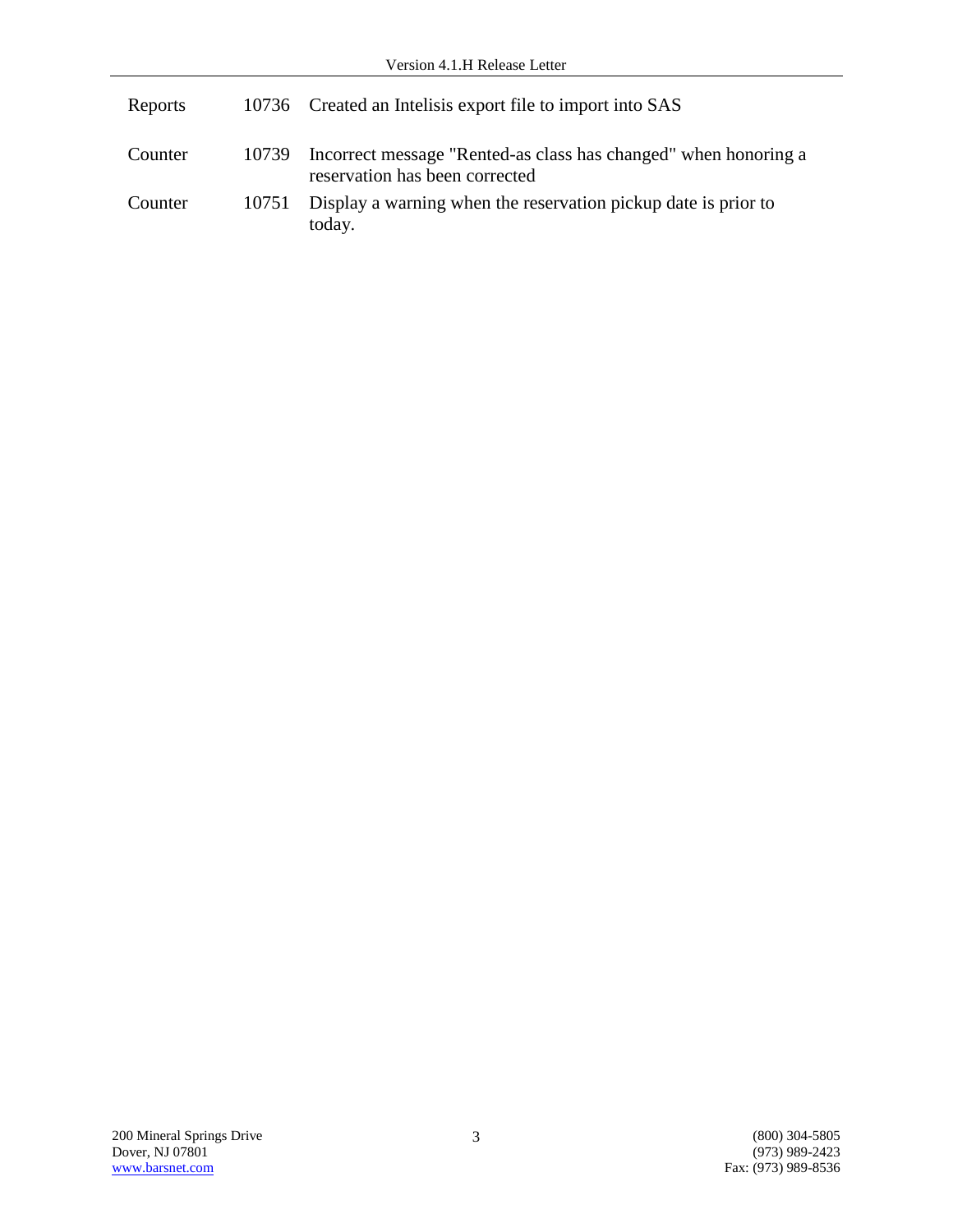| | | |
|---|---|---|
| Reports | 10736 | Created an Intelisis export file to import into SAS |
| Counter | 10739 | Incorrect message "Rented-as class has changed" when honoring a reservation has been corrected |
| Counter | 10751 | Display a warning when the reservation pickup date is prior to today. |